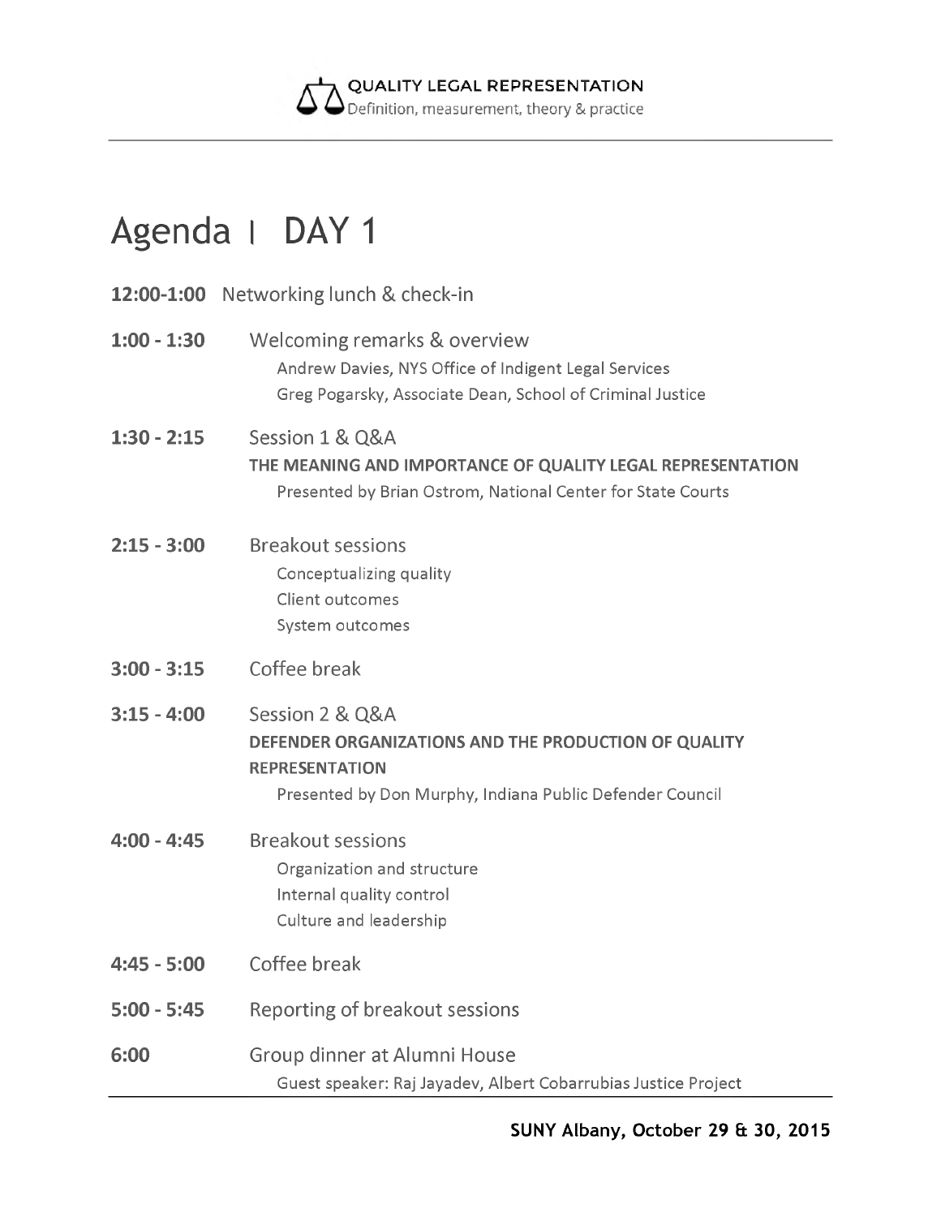QUALITY LEGAL REPRESENTATION
Definition, measurement, theory & practice

# Agenda | DAY 1

**12:00-1:00** Networking lunch & check-in

**1:00 - 1:30** Welcoming remarks & overview
Andrew Davies, NYS Office of Indigent Legal Services
Greg Pogarsky, Associate Dean, School of Criminal Justice

**1:30 - 2:15** Session 1 & Q&A
**THE MEANING AND IMPORTANCE OF QUALITY LEGAL REPRESENTATION**
Presented by Brian Ostrom, National Center for State Courts

**2:15 - 3:00** Breakout sessions
Conceptualizing quality
Client outcomes
System outcomes

**3:00 - 3:15** Coffee break

**3:15 - 4:00** Session 2 & Q&A
**DEFENDER ORGANIZATIONS AND THE PRODUCTION OF QUALITY REPRESENTATION**
Presented by Don Murphy, Indiana Public Defender Council

**4:00 - 4:45** Breakout sessions
Organization and structure
Internal quality control
Culture and leadership

**4:45 - 5:00** Coffee break

**5:00 - 5:45** Reporting of breakout sessions

**6:00** Group dinner at Alumni House
Guest speaker: Raj Jayadev, Albert Cobarrubias Justice Project

**SUNY Albany, October 29 & 30, 2015**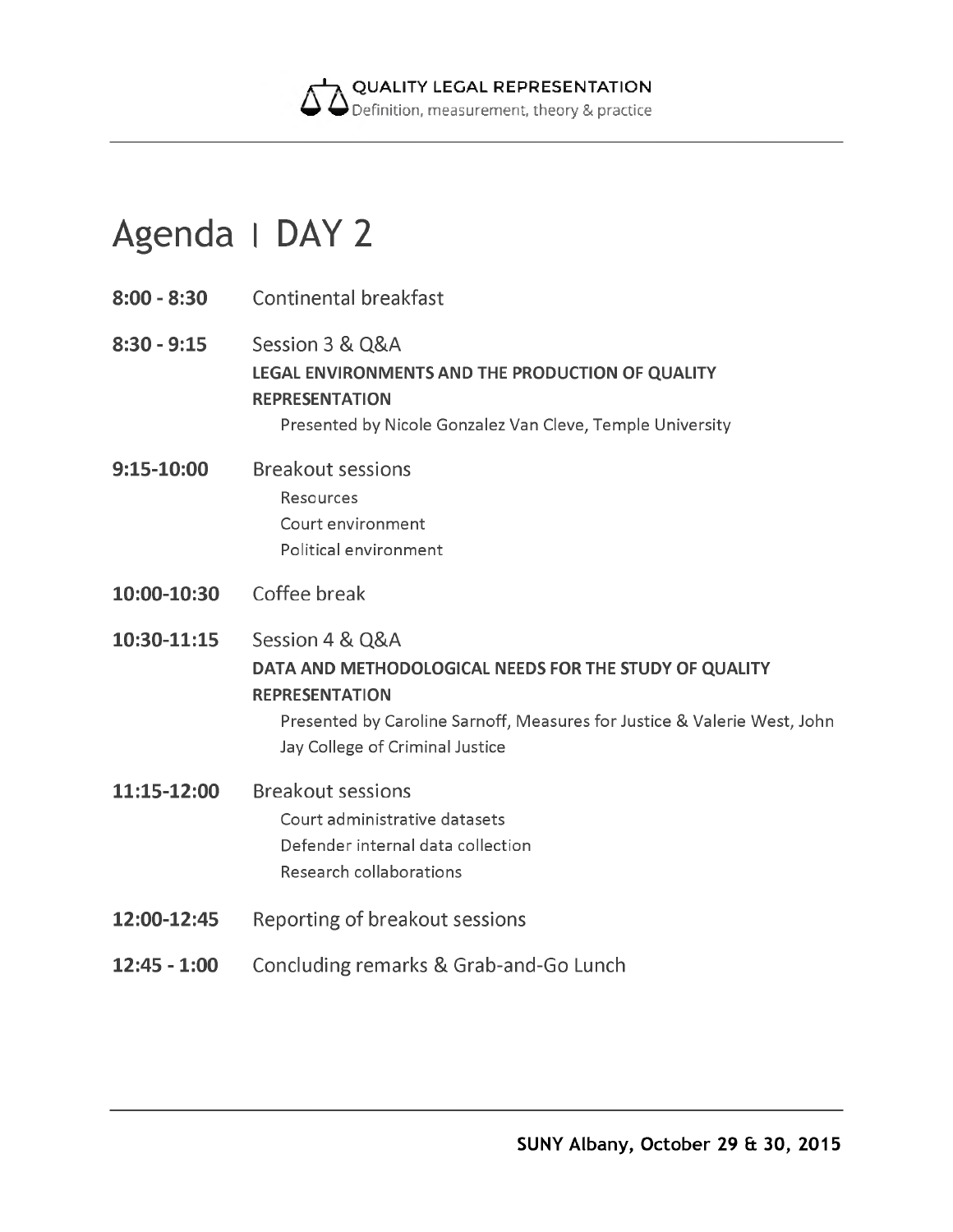# Agenda | DAY 2

**8:00 - 8:30** Continental breakfast

**8:30 - 9:15** Session 3 & Q&A
**LEGAL ENVIRONMENTS AND THE PRODUCTION OF QUALITY REPRESENTATION**
Presented by Nicole Gonzalez Van Cleve, Temple University

**9:15-10:00** Breakout sessions
- Resources
- Court environment
- Political environment

**10:00-10:30** Coffee break

**10:30-11:15** Session 4 & Q&A
**DATA AND METHODOLOGICAL NEEDS FOR THE STUDY OF QUALITY REPRESENTATION**
Presented by Caroline Sarnoff, Measures for Justice & Valerie West, John Jay College of Criminal Justice

**11:15-12:00** Breakout sessions
- Court administrative datasets
- Defender internal data collection
- Research collaborations

**12:00-12:45** Reporting of breakout sessions

**12:45 - 1:00** Concluding remarks & Grab-and-Go Lunch